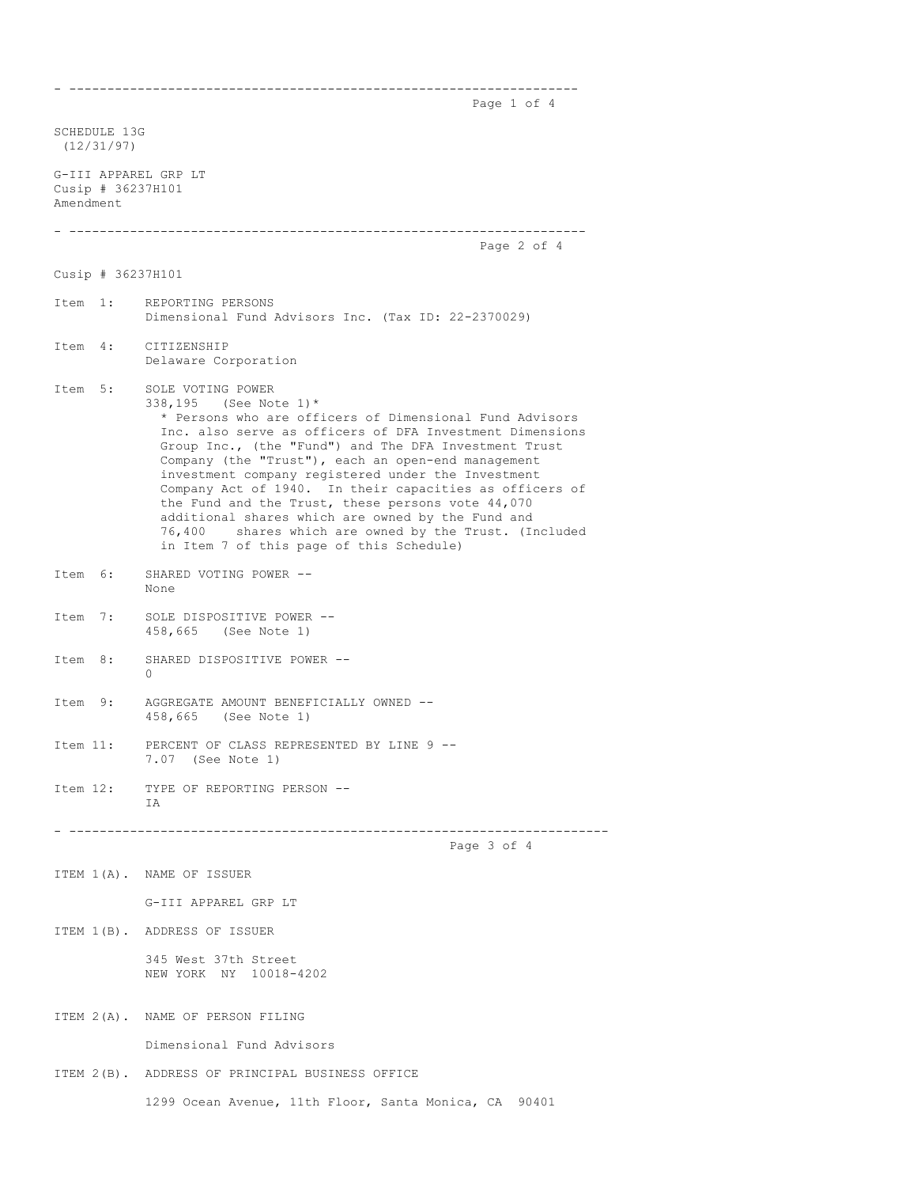SCHEDULE 13G
(12/31/97)

G-III APPAREL GRP LT
Cusip # 36237H101
Amendment

---

Cusip # 36237H101

Item 1: REPORTING PERSONS
Dimensional Fund Advisors Inc. (Tax ID: 22-2370029)

Item 4: CITIZENSHIP
Delaware Corporation

Item 5: SOLE VOTING POWER
338,195 (See Note 1)*
\* Persons who are officers of Dimensional Fund Advisors Inc. also serve as officers of DFA Investment Dimensions Group Inc., (the "Fund") and The DFA Investment Trust Company (the "Trust"), each an open-end management investment company registered under the Investment Company Act of 1940. In their capacities as officers of the Fund and the Trust, these persons vote 44,070 additional shares which are owned by the Fund and 76,400 shares which are owned by the Trust. (Included in Item 7 of this page of this Schedule)

Item 6: SHARED VOTING POWER --
None

Item 7: SOLE DISPOSITIVE POWER --
458,665 (See Note 1)

Item 8: SHARED DISPOSITIVE POWER --
0

Item 9: AGGREGATE AMOUNT BENEFICIALLY OWNED --
458,665 (See Note 1)

Item 11: PERCENT OF CLASS REPRESENTED BY LINE 9 --
7.07 (See Note 1)

Item 12: TYPE OF REPORTING PERSON --
IA

---

ITEM 1(A). NAME OF ISSUER

G-III APPAREL GRP LT

ITEM 1(B). ADDRESS OF ISSUER

345 West 37th Street
NEW YORK NY 10018-4202

ITEM 2(A). NAME OF PERSON FILING

Dimensional Fund Advisors

ITEM 2(B). ADDRESS OF PRINCIPAL BUSINESS OFFICE

1299 Ocean Avenue, 11th Floor, Santa Monica, CA 90401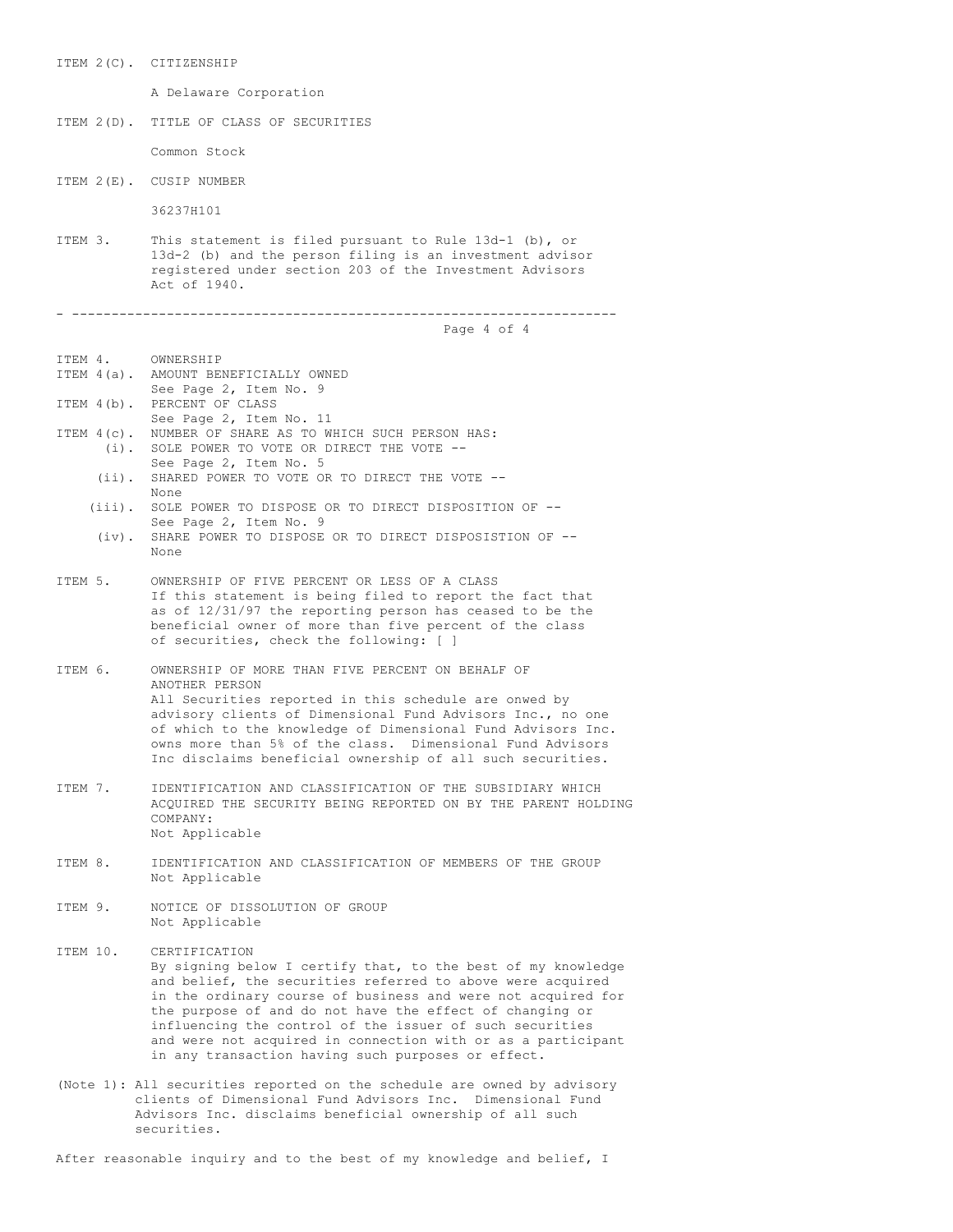ITEM 2(C). CITIZENSHIP

A Delaware Corporation

ITEM 2(D). TITLE OF CLASS OF SECURITIES

Common Stock

ITEM 2(E). CUSIP NUMBER

36237H101

ITEM 3. This statement is filed pursuant to Rule 13d-1 (b), or 13d-2 (b) and the person filing is an investment advisor registered under section 203 of the Investment Advisors Act of 1940.

---

ITEM 4. OWNERSHIP

ITEM 4(a). AMOUNT BENEFICIALLY OWNED
See Page 2, Item No. 9

ITEM 4(b). PERCENT OF CLASS
See Page 2, Item No. 11

ITEM 4(c). NUMBER OF SHARE AS TO WHICH SUCH PERSON HAS:

(i). SOLE POWER TO VOTE OR DIRECT THE VOTE --
See Page 2, Item No. 5

(ii). SHARED POWER TO VOTE OR TO DIRECT THE VOTE --
None

(iii). SOLE POWER TO DISPOSE OR TO DIRECT DISPOSITION OF --
See Page 2, Item No. 9

(iv). SHARE POWER TO DISPOSE OR TO DIRECT DISPOSISTION OF --
None

ITEM 5. OWNERSHIP OF FIVE PERCENT OR LESS OF A CLASS
If this statement is being filed to report the fact that as of 12/31/97 the reporting person has ceased to be the beneficial owner of more than five percent of the class of securities, check the following: [ ]

ITEM 6. OWNERSHIP OF MORE THAN FIVE PERCENT ON BEHALF OF ANOTHER PERSON
All Securities reported in this schedule are onwed by advisory clients of Dimensional Fund Advisors Inc., no one of which to the knowledge of Dimensional Fund Advisors Inc. owns more than 5% of the class. Dimensional Fund Advisors Inc disclaims beneficial ownership of all such securities.

ITEM 7. IDENTIFICATION AND CLASSIFICATION OF THE SUBSIDIARY WHICH ACQUIRED THE SECURITY BEING REPORTED ON BY THE PARENT HOLDING COMPANY:
Not Applicable

ITEM 8. IDENTIFICATION AND CLASSIFICATION OF MEMBERS OF THE GROUP
Not Applicable

ITEM 9. NOTICE OF DISSOLUTION OF GROUP
Not Applicable

ITEM 10. CERTIFICATION
By signing below I certify that, to the best of my knowledge and belief, the securities referred to above were acquired in the ordinary course of business and were not acquired for the purpose of and do not have the effect of changing or influencing the control of the issuer of such securities and were not acquired in connection with or as a participant in any transaction having such purposes or effect.

(Note 1): All securities reported on the schedule are owned by advisory clients of Dimensional Fund Advisors Inc. Dimensional Fund Advisors Inc. disclaims beneficial ownership of all such securities.

After reasonable inquiry and to the best of my knowledge and belief, I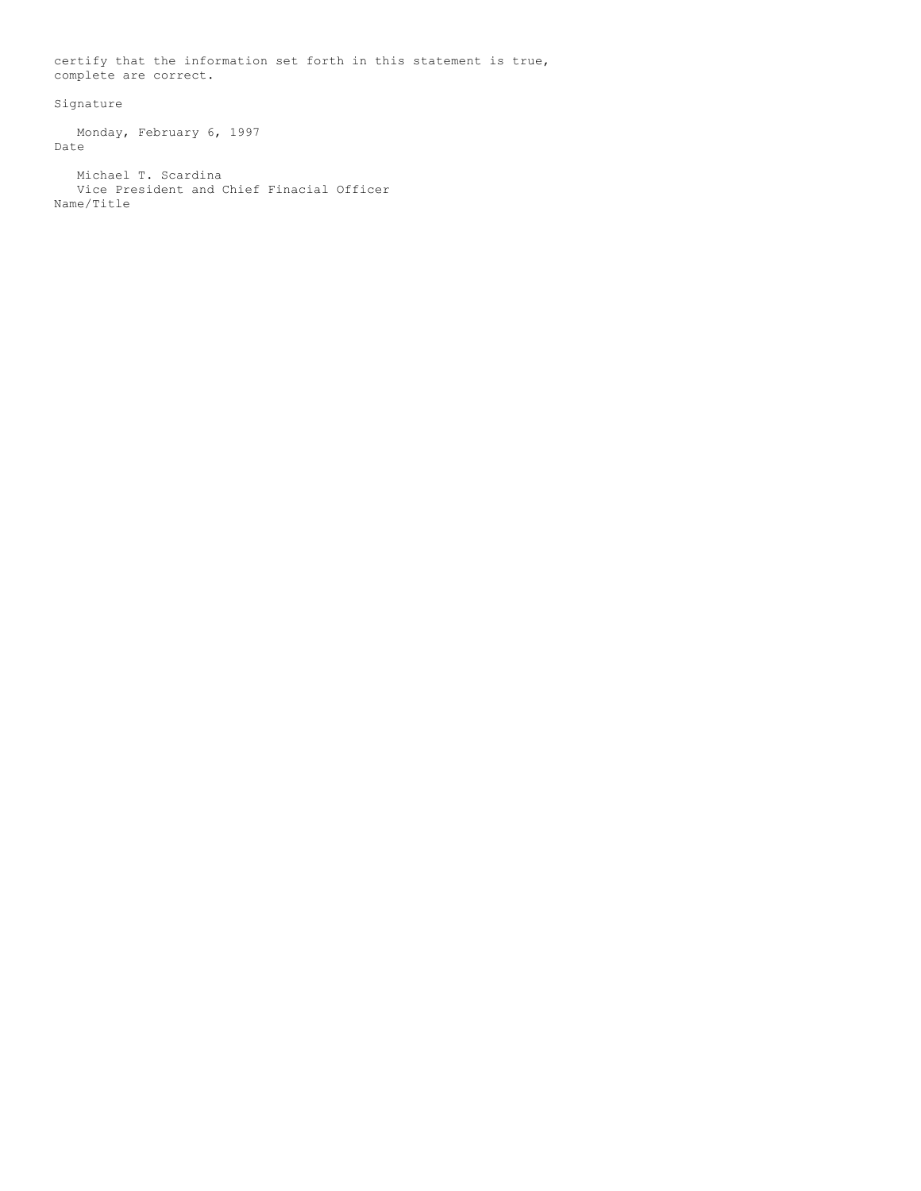certify that the information set forth in this statement is true, complete are correct.

Signature

Monday, February 6, 1997
Date

Michael T. Scardina
Vice President and Chief Finacial Officer
Name/Title